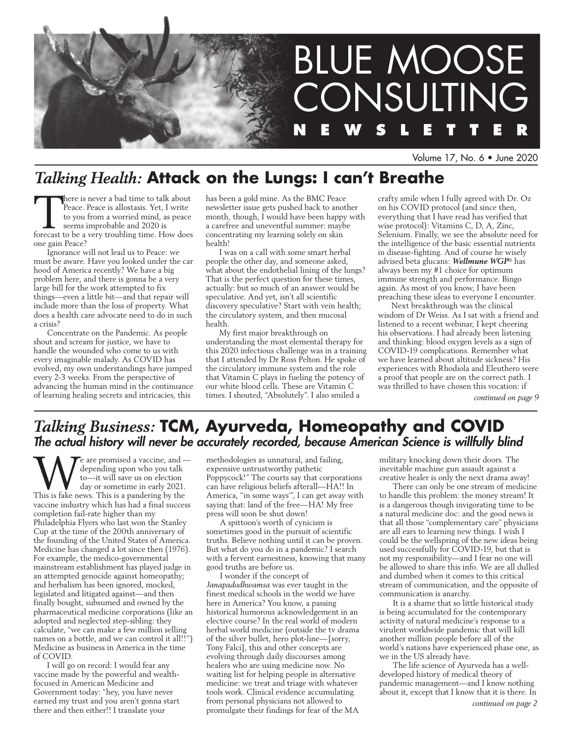# BLUE MOOSE CONSULTING

**NEWSLETTER**

Volume 17, No. 6 • June 2020

## *Talking Health:* Attack on the Lungs: I can't Breathe

There is never a bad time to talk about Peace. Peace is allostasis. Yet, I write to you from a worried mind, as peace seems improbable and 2020 is forecast to be a very troubling time. How does one gain Peace?

Ignorance will not lead us to Peace: we must be aware. Have you looked under the car hood of America recently? We have a big problem here, and there is gonna be a very large bill for the work attempted to fix things—even a little bit—and that repair will include more than the loss of property. What does a health care advocate need to do in such a crisis?

Concentrate on the Pandemic. As people shout and scream for justice, we have to handle the wounded who come to us with every imaginable malady. As COVID has evolved, my own understandings have jumped every 2-3 weeks. From the perspective of advancing the human mind in the continuance of learning healing secrets and intricacies, this has been a gold mine. As the BMC Peace newsletter issue gets pushed back to another month, though, I would have been happy with a carefree and uneventful summer: maybe concentrating my learning solely on skin health!

I was on a call with some smart herbal people the other day, and someone asked, what about the endothelial lining of the lungs? That is the perfect question for these times, actually: but so much of an answer would be speculative. And yet, isn't all scientific discovery speculative? Start with vein health; the circulatory system, and then mucosal health.

My first major breakthrough on understanding the most elemental therapy for this 2020 infectious challenge was in a training that I attended by Dr Ross Pelton. He spoke of the circulatory immune system and the role that Vitamin C plays in fueling the potency of our white blood cells. These are Vitamin C times. I shouted, "Absolutely". I also smiled a crafty smile when I fully agreed with Dr. Oz on his COVID protocol (and since then, everything that I have read has verified that wise protocol): Vitamins C, D, A, Zinc, Selenium. Finally, we see the absolute need for the intelligence of the basic essential nutrients in disease-fighting. And of course he wisely advised beta glucans: ***Wellmune WGP***® has always been my #1 choice for optimum immune strength and performance. Bingo again. As most of you know, I have been preaching these ideas to everyone I encounter.

Next breakthrough was the clinical wisdom of Dr Weiss. As I sat with a friend and listened to a recent webinar, I kept cheering his observations. I had already been listening and thinking: blood oxygen levels as a sign of COVID-19 complications. Remember what we have learned about altitude sickness? His experiences with Rhodiola and Eleuthero were a proof that people are on the correct path. I was thrilled to have chosen this vocation: if

*continued on page 9*

## *Talking Business:* TCM, Ayurveda, Homeopathy and COVID

### *The actual history will never be accurately recorded, because American Science is willfully blind*

We are promised a vaccine, and — depending upon who you talk to—it will save us on election day or sometime in early 2021. This is fake news. This is a pandering by the vaccine industry which has had a final success completion fail-rate higher than my Philadelphia Flyers who last won the Stanley Cup at the time of the 200th anniversary of the founding of the United States of America. Medicine has changed a lot since then (1976). For example, the medico-governmental mainstream establishment has played judge in an attempted genocide against homeopathy; and herbalism has been ignored, mocked, legislated and litigated against—and then finally bought, subsumed and owned by the pharmaceutical medicine corporations (like an adopted and neglected step-sibling: they calculate, "we can make a few million selling names on a bottle, and we can control it all!!") Medicine as business in America in the time of COVID.

I will go on record: I would fear any vaccine made by the powerful and wealth-focused in American Medicine and Government today: "hey, you have never earned my trust and you aren't gonna start there and then either!! I translate your methodologies as unnatural, and failing, expensive untrustworthy pathetic Poppycock!" The courts say that corporations can have religious beliefs afterall—HA!! In America, "in some ways'", I can get away with saying that: land of the free—HA! My free press will soon be shut down!

A spittoon's worth of cynicism is sometimes good in the pursuit of scientific truths. Believe nothing until it can be proven. But what do you do in a pandemic? I search with a fervent earnestness, knowing that many good truths are before us.

I wonder if the concept of *Janapadodhwamsa* was ever taught in the finest medical schools in the world we have here in America? You know, a passing historical humorous acknowledgement in an elective course? In the real world of modern herbal world medicine (outside the tv drama of the silver bullet, hero plot-line—[sorry, Tony Falci], this and other concepts are evolving through daily discourses among healers who are using medicine now. No waiting list for helping people in alternative medicine: we treat and triage with whatever tools work. Clinical evidence accumulating from personal physicians not allowed to promulgate their findings for fear of the MA military knocking down their doors. The inevitable machine gun assault against a creative healer is only the next drama away!

There can only be one stream of medicine to handle this problem: the money stream! It is a dangerous though invigorating time to be a natural medicine doc: and the good news is that all those "complementary care" physicians are all ears to learning new things. I wish I could be the wellspring of the new ideas being used successfully for COVID-19, but that is not my responsibility—and I fear no one will be allowed to share this info. We are all dulled and dumbed when it comes to this critical stream of communication, and the opposite of communication is anarchy.

It is a shame that so little historical study is being accumulated for the contemporary activity of natural medicine's response to a virulent worldwide pandemic that will kill another million people before all of the world's nations have experienced phase one, as we in the US already have.

The life science of Ayurveda has a well-developed history of medical theory of pandemic management—and I know nothing about it, except that I know that it is there. In

*continued on page 2*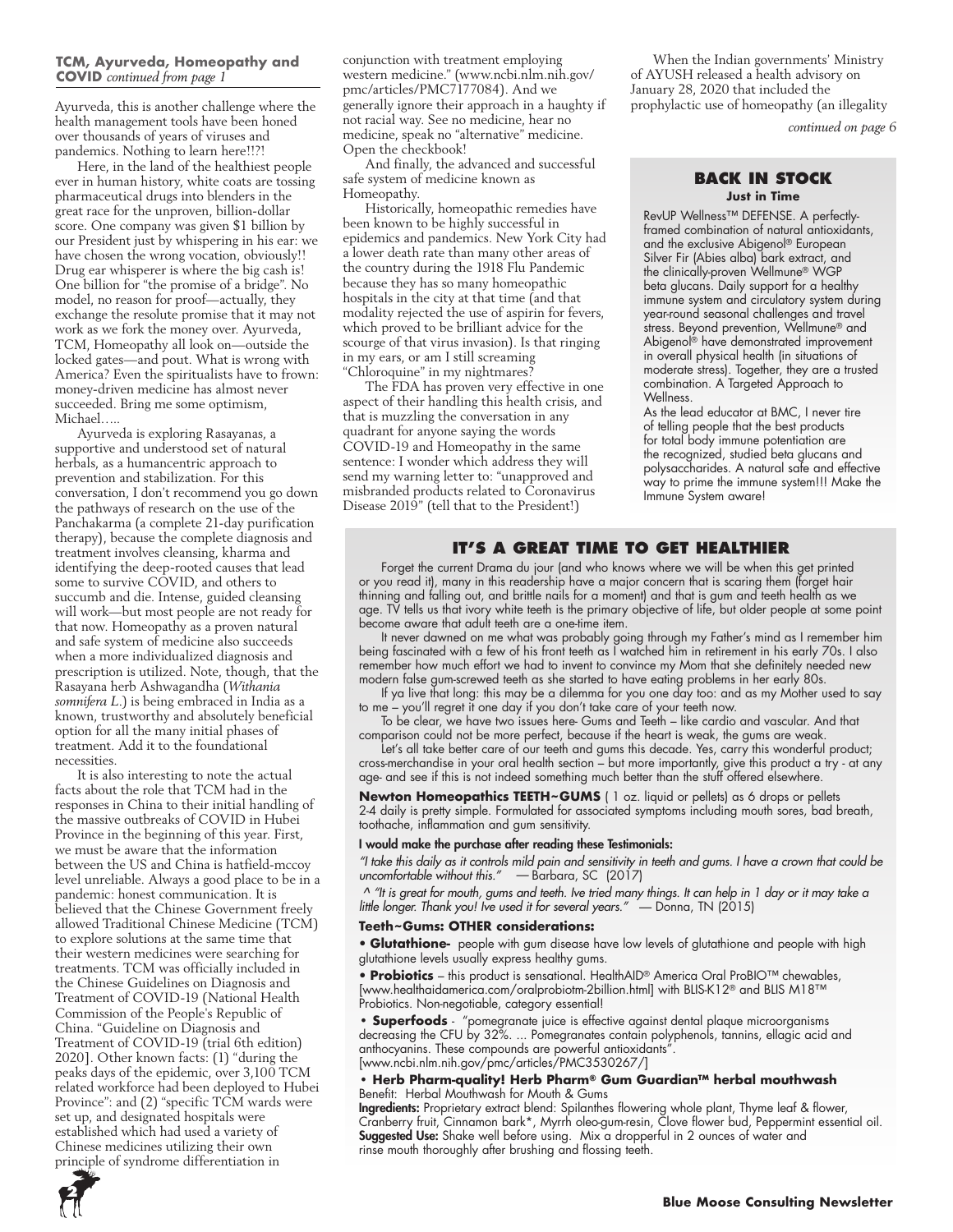**TCM, Ayurveda, Homeopathy and COVID** *continued from page 1*

Ayurveda, this is another challenge where the health management tools have been honed over thousands of years of viruses and pandemics. Nothing to learn here!!?!

Here, in the land of the healthiest people ever in human history, white coats are tossing pharmaceutical drugs into blenders in the great race for the unproven, billion-dollar score. One company was given $1 billion by our President just by whispering in his ear: we have chosen the wrong vocation, obviously!! Drug ear whisperer is where the big cash is! One billion for "the promise of a bridge". No model, no reason for proof—actually, they exchange the resolute promise that it may not work as we fork the money over. Ayurveda, TCM, Homeopathy all look on—outside the locked gates—and pout. What is wrong with America? Even the spiritualists have to frown: money-driven medicine has almost never succeeded. Bring me some optimism, Michael…..

Ayurveda is exploring Rasayanas, a supportive and understood set of natural herbals, as a humancentric approach to prevention and stabilization. For this conversation, I don't recommend you go down the pathways of research on the use of the Panchakarma (a complete 21-day purification therapy), because the complete diagnosis and treatment involves cleansing, kharma and identifying the deep-rooted causes that lead some to survive COVID, and others to succumb and die. Intense, guided cleansing will work—but most people are not ready for that now. Homeopathy as a proven natural and safe system of medicine also succeeds when a more individualized diagnosis and prescription is utilized. Note, though, that the Rasayana herb Ashwagandha (*Withania somnifera L.*) is being embraced in India as a known, trustworthy and absolutely beneficial option for all the many initial phases of treatment. Add it to the foundational necessities.

It is also interesting to note the actual facts about the role that TCM had in the responses in China to their initial handling of the massive outbreaks of COVID in Hubei Province in the beginning of this year. First, we must be aware that the information between the US and China is hatfield-mccoy level unreliable. Always a good place to be in a pandemic: honest communication. It is believed that the Chinese Government freely allowed Traditional Chinese Medicine (TCM) to explore solutions at the same time that their western medicines were searching for treatments. TCM was officially included in the Chinese Guidelines on Diagnosis and Treatment of COVID-19 (National Health Commission of the People's Republic of China. "Guideline on Diagnosis and Treatment of COVID-19 (trial 6th edition) 2020]. Other known facts: (1) "during the peaks days of the epidemic, over 3,100 TCM related workforce had been deployed to Hubei Province": and (2) "specific TCM wards were set up, and designated hospitals were established which had used a variety of Chinese medicines utilizing their own principle of syndrome differentiation in conjunction with treatment employing western medicine." (www.ncbi.nlm.nih.gov/pmc/articles/PMC7177084). And we generally ignore their approach in a haughty if not racial way. See no medicine, hear no medicine, speak no "alternative" medicine. Open the checkbook!

And finally, the advanced and successful safe system of medicine known as Homeopathy.

Historically, homeopathic remedies have been known to be highly successful in epidemics and pandemics. New York City had a lower death rate than many other areas of the country during the 1918 Flu Pandemic because they has so many homeopathic hospitals in the city at that time (and that modality rejected the use of aspirin for fevers, which proved to be brilliant advice for the scourge of that virus invasion). Is that ringing in my ears, or am I still screaming "Chloroquine" in my nightmares?

The FDA has proven very effective in one aspect of their handling this health crisis, and that is muzzling the conversation in any quadrant for anyone saying the words COVID-19 and Homeopathy in the same sentence: I wonder which address they will send my warning letter to: "unapproved and misbranded products related to Coronavirus Disease 2019" (tell that to the President!)

When the Indian governments' Ministry of AYUSH released a health advisory on January 28, 2020 that included the prophylactic use of homeopathy (an illegality

*continued on page 6*

## BACK IN STOCK

**Just in Time**

RevUP Wellness™ DEFENSE. A perfectly-framed combination of natural antioxidants, and the exclusive Abigenol® European Silver Fir (Abies alba) bark extract, and the clinically-proven Wellmune® WGP beta glucans. Daily support for a healthy immune system and circulatory system during year-round seasonal challenges and travel stress. Beyond prevention, Wellmune® and Abigenol® have demonstrated improvement in overall physical health (in situations of moderate stress). Together, they are a trusted combination. A Targeted Approach to Wellness.

As the lead educator at BMC, I never tire of telling people that the best products for total body immune potentiation are the recognized, studied beta glucans and polysaccharides. A natural safe and effective way to prime the immune system!!! Make the Immune System aware!

## IT'S A GREAT TIME TO GET HEALTHIER

Forget the current Drama du jour (and who knows where we will be when this get printed or you read it), many in this readership have a major concern that is scaring them (forget hair thinning and falling out, and brittle nails for a moment) and that is gum and teeth health as we age. TV tells us that ivory white teeth is the primary objective of life, but older people at some point become aware that adult teeth are a one-time item.

It never dawned on me what was probably going through my Father's mind as I remember him being fascinated with a few of his front teeth as I watched him in retirement in his early 70s. I also remember how much effort we had to invent to convince my Mom that she definitely needed new modern false gum-screwed teeth as she started to have eating problems in her early 80s.

If ya live that long: this may be a dilemma for you one day too: and as my Mother used to say to me – you'll regret it one day if you don't take care of your teeth now.

To be clear, we have two issues here- Gums and Teeth – like cardio and vascular. And that comparison could not be more perfect, because if the heart is weak, the gums are weak.

Let's all take better care of our teeth and gums this decade. Yes, carry this wonderful product; cross-merchandise in your oral health section – but more importantly, give this product a try - at any age- and see if this is not indeed something much better than the stuff offered elsewhere.

**Newton Homeopathics TEETH~GUMS** ( 1 oz. liquid or pellets) as 6 drops or pellets 2-4 daily is pretty simple. Formulated for associated symptoms including mouth sores, bad breath, toothache, inflammation and gum sensitivity.

**I would make the purchase after reading these Testimonials:**

*"I take this daily as it controls mild pain and sensitivity in teeth and gums. I have a crown that could be uncomfortable without this."* — Barbara, SC (2017)

*^ "It is great for mouth, gums and teeth. Ive tried many things. It can help in 1 day or it may take a little longer. Thank you! Ive used it for several years."* — Donna, TN (2015)

**Teeth~Gums: OTHER considerations:**

- **Glutathione-** people with gum disease have low levels of glutathione and people with high glutathione levels usually express healthy gums.
- **Probiotics** – this product is sensational. HealthAID® America Oral ProBIO™ chewables, [www.healthaidamerica.com/oralprobiotm-2billion.html] with BLIS-K12® and BLIS M18™ Probiotics. Non-negotiable, category essential!
- **Superfoods** - "pomegranate juice is effective against dental plaque microorganisms decreasing the CFU by 32%. ... Pomegranates contain polyphenols, tannins, ellagic acid and anthocyanins. These compounds are powerful antioxidants". [www.ncbi.nlm.nih.gov/pmc/articles/PMC3530267/]
- **Herb Pharm-quality! Herb Pharm® Gum Guardian™ herbal mouthwash**

Benefit: Herbal Mouthwash for Mouth & Gums

**Ingredients:** Proprietary extract blend: Spilanthes flowering whole plant, Thyme leaf & flower, Cranberry fruit, Cinnamon bark*, Myrrh oleo-gum-resin, Clove flower bud, Peppermint essential oil.

**Suggested Use:** Shake well before using. Mix a dropperful in 2 ounces of water and rinse mouth thoroughly after brushing and flossing teeth.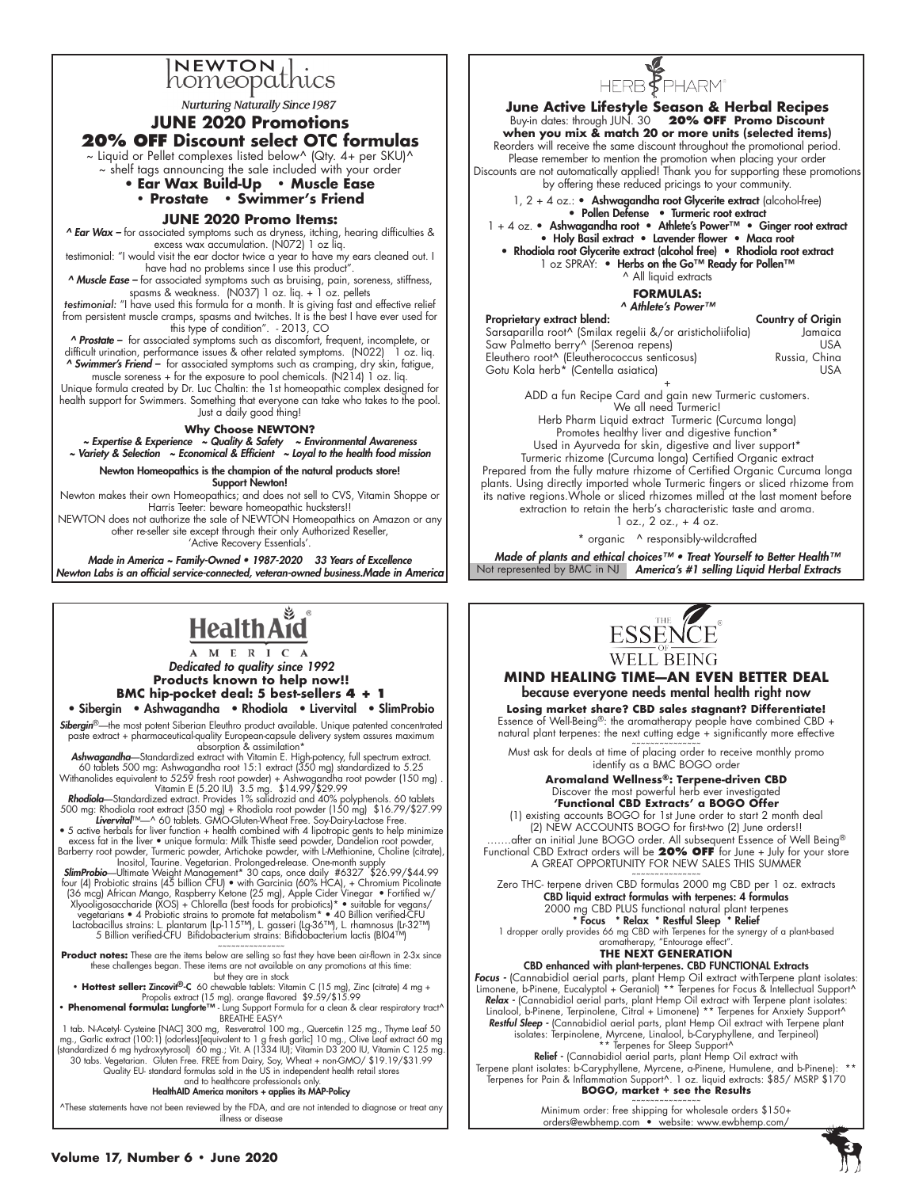# NEWTON homeopathics

*Nurturing Naturally Since 1987*

## JUNE 2020 Promotions

## 20% OFF Discount select OTC formulas

~ Liquid or Pellet complexes listed below^ (Qty. 4+ per SKU)^
~ shelf tags announcing the sale included with your order

**• Ear Wax Build-Up • Muscle Ease**
**• Prostate • Swimmer's Friend**

### JUNE 2020 Promo Items:

***^ Ear Wax –*** for associated symptoms such as dryness, itching, hearing difficulties & excess wax accumulation. (N072) 1 oz liq.

testimonial: "I would visit the ear doctor twice a year to have my ears cleaned out. I have had no problems since I use this product".

***^ Muscle Ease –*** for associated symptoms such as bruising, pain, soreness, stiffness, spasms & weakness. (N037) 1 oz. liq. + 1 oz. pellets

*testimonial:* "I have used this formula for a month. It is giving fast and effective relief from persistent muscle cramps, spasms and twitches. It is the best I have ever used for this type of condition". - 2013, CO

***^ Prostate –*** for associated symptoms such as discomfort, frequent, incomplete, or difficult urination, performance issues & other related symptoms. (N022) 1 oz. liq.

***^ Swimmer's Friend –*** for associated symptoms such as cramping, dry skin, fatigue, muscle soreness + for the exposure to pool chemicals. (N214) 1 oz. liq.

Unique formula created by Dr. Luc Chaltin: the 1st homeopathic complex designed for health support for Swimmers. Something that everyone can take who takes to the pool. Just a daily good thing!

**Why Choose NEWTON?**

***~ Expertise & Experience ~ Quality & Safety ~ Environmental Awareness ~ Variety & Selection ~ Economical & Efficient ~ Loyal to the health food mission***

**Newton Homeopathics is the champion of the natural products store! Support Newton!**

Newton makes their own Homeopathics; and does not sell to CVS, Vitamin Shoppe or Harris Teeter: beware homeopathic hucksters!!

NEWTON does not authorize the sale of NEWTON Homeopathics on Amazon or any other re-seller site except through their only Authorized Reseller, 'Active Recovery Essentials'.

***Made in America ~ Family-Owned • 1987-2020 33 Years of Excellence***
***Newton Labs is an official service-connected, veteran-owned business.Made in America***

---

# HERB PHARM®

## June Active Lifestyle Season & Herbal Recipes

Buy-in dates: through JUN. 30 **20% OFF Promo Discount when you mix & match 20 or more units (selected items)**

Reorders will receive the same discount throughout the promotional period. Please remember to mention the promotion when placing your order Discounts are not automatically applied! Thank you for supporting these promotions by offering these reduced pricings to your community.

1, 2 + 4 oz.: **• Ashwagandha root Glycerite extract** (alcohol-free) **• Pollen Defense • Turmeric root extract**

1 + 4 oz. **• Ashwagandha root • Athlete's Power™ • Ginger root extract • Holy Basil extract • Lavender flower • Maca root • Rhodiola root Glycerite extract (alcohol free) • Rhodiola root extract**

1 oz SPRAY: **• Herbs on the Go™ Ready for Pollen™**

^ All liquid extracts

**FORMULAS:**

***^ Athlete's Power™***

| Proprietary extract blend: | Country of Origin |
|---|---|
| Sarsaparilla root^ (Smilax regelii &/or aristicholiifolia) | Jamaica |
| Saw Palmetto berry^ (Serenoa repens) | USA |
| Eleuthero root^ (Eleutherococcus senticosus) | Russia, China |
| Gotu Kola herb* (Centella asiatica) | USA |

+

ADD a fun Recipe Card and gain new Turmeric customers. We all need Turmeric!

Herb Pharm Liquid extract Turmeric (Curcuma longa)
Promotes healthy liver and digestive function*
Used in Ayurveda for skin, digestive and liver support*
Turmeric rhizome (Curcuma longa) Certified Organic extract

Prepared from the fully mature rhizome of Certified Organic Curcuma longa plants. Using directly imported whole Turmeric fingers or sliced rhizome from its native regions.Whole or sliced rhizomes milled at the last moment before extraction to retain the herb's characteristic taste and aroma.

1 oz., 2 oz., + 4 oz.

\* organic ^ responsibly-wildcrafted

***Made of plants and ethical choices™ • Treat Yourself to Better Health™***

Not represented by BMC in NJ ***America's #1 selling Liquid Herbal Extracts***

---

# HealthAid AMERICA

*Dedicated to quality since 1992*

**Products known to help now!!**
**BMC hip-pocket deal: 5 best-sellers 4 + 1**

• Sibergin • Ashwagandha • Rhodiola • Livervital • SlimProbio

***Sibergin***®—the most potent Siberian Eleuthro product available. Unique patented concentrated paste extract + pharmaceutical-quality European-capsule delivery system assures maximum absorption & assimilation*

***Ashwagandha***—Standardized extract with Vitamin E. High-potency, full spectrum extract. 60 tablets 500 mg: Ashwagandha root 15:1 extract (350 mg) standardized to 5.25 Withanolides equivalent to 5259 fresh root powder) + Ashwagandha root powder (150 mg) . Vitamin E (5.20 IU) 3.5 mg. $14.99/$29.99

***Rhodiola***—Standardized extract. Provides 1% salidrozid and 40% polyphenols. 60 tablets 500 mg: Rhodiola root extract (350 mg) + Rhodiola root powder (150 mg) $16.79/$27.99

***Livervital***™—^ 60 tablets. GMO-Gluten-Wheat Free. Soy-Dairy-Lactose Free.

• 5 active herbals for liver function + health combined with 4 lipotropic gents to help minimize excess fat in the liver • unique formula: Milk Thistle seed powder, Dandelion root powder, Barberry root powder, Turmeric powder, Artichoke powder, with L-Methionine, Choline (citrate), Inositol, Taurine. Vegetarian. Prolonged-release. One-month supply

***SlimProbio***—Ultimate Weight Management* 30 caps, once daily #6327 $26.99/$44.99 four (4) Probiotic strains (45 billion CFU) • with Garcinia (60% HCA), + Chromium Picolinate (36 mcg) African Mango, Raspberry Ketone (25 mg), Apple Cider Vinegar • Fortified w/ Xlyooligosaccharide (XOS) + Chlorella (best foods for probiotics)* • suitable for vegans/ vegetarians • 4 Probiotic strains to promote fat metabolism* • 40 Billion verified-CFU Lactobacillus strains: L. plantarum (Lp-115™), L. gasseri (Lg-36™), L. rhamnosus (Lr-32™) 5 Billion verified-CFU Bifidobacterium strains: Bifidobacterium lactis (Bl04™)

~~~~~~~~~~~~~~

**Product notes:** These are the items below are selling so fast they have been air-flown in 2-3x since these challenges began. These items are not available on any promotions at this time: but they are in stock

• **Hottest seller: Zincovit®-C** 60 chewable tablets: Vitamin C (15 mg), Zinc (citrate) 4 mg + Propolis extract (15 mg). orange flavored $9.59/$15.99

• **Phenomenal formula: Lungforte™** - Lung Support Formula for a clean & clear respiratory tract^ BREATHE EASY^

1 tab. N-Acetyl- Cysteine [NAC] 300 mg, Resveratrol 100 mg., Quercetin 125 mg., Thyme Leaf 50 mg., Garlic extract (100:1) (odorless)[equivalent to 1 g fresh garlic] 10 mg., Olive Leaf extract 60 mg (standardized 6 mg hydroxytyrosol) 60 mg.; Vit. A (1334 IU); Vitamin D3 200 IU, Vitamin C 125 mg. 30 tabs. Vegetarian. Gluten Free. FREE from Dairy, Soy, Wheat + non-GMO/ $19.19/$31.99

Quality EU- standard formulas sold in the US in independent health retail stores and to healthcare professionals only.

**HealthAid America monitors + applies its MAP-Policy**

^These statements have not been reviewed by the FDA, and are not intended to diagnose or treat any illness or disease

---

# THE ESSENCE OF WELL BEING®

## MIND HEALING TIME—AN EVEN BETTER DEAL

**because everyone needs mental health right now**

**Losing market share? CBD sales stagnant? Differentiate!**

Essence of Well-Being®: the aromatherapy people have combined CBD + natural plant terpenes: the next cutting edge + significantly more effective

~~~~~~~~~~~~~~

Must ask for deals at time of placing order to receive monthly promo identify as a BMC BOGO order

**Aromaland Wellness®: Terpene-driven CBD**

Discover the most powerful herb ever investigated

**'Functional CBD Extracts' a BOGO Offer**

(1) existing accounts BOGO for 1st June order to start 2 month deal
(2) NEW ACCOUNTS BOGO for first-two (2) June orders!!

…….after an initial June BOGO order. All subsequent Essence of Well Being® Functional CBD Extract orders will be **20% OFF** for June + July for your store

A GREAT OPPORTUNITY FOR NEW SALES THIS SUMMER

~~~~~~~~~~~~~~

Zero THC- terpene driven CBD formulas 2000 mg CBD per 1 oz. extracts

**CBD liquid extract formulas with terpenes: 4 formulas**

2000 mg CBD PLUS functional natural plant terpenes

**\* Focus \* Relax \* Restful Sleep \* Relief**

1 dropper orally provides 66 mg CBD with Terpenes for the synergy of a plant-based aromatherapy, "Entourage effect".

**THE NEXT GENERATION**

**CBD enhanced with plant-terpenes. CBD FUNCTIONAL Extracts**

***Focus*** - (Cannabidiol aerial parts, plant Hemp Oil extract withTerpene plant isolates: Limonene, b-Pinene, Eucalyptol + Geraniol) \*\* Terpenes for Focus & Intellectual Support^

***Relax*** - (Cannabidiol aerial parts, plant Hemp Oil extract with Terpene plant isolates: Linalool, b-Pinene, Terpinolene, Citral + Limonene) \*\* Terpenes for Anxiety Support^

***Restful Sleep*** - (Cannabidiol aerial parts, plant Hemp Oil extract with Terpene plant isolates: Terpinolene, Myrcene, Linalool, b-Caryphyllene, and Terpineol) \*\* Terpenes for Sleep Support^

**Relief** - (Cannabidiol aerial parts, plant Hemp Oil extract with Terpene plant isolates: b-Caryphyllene, Myrcene, a-Pinene, Humulene, and b-Pinene): \*\* Terpenes for Pain & Inflammation Support^. 1 oz. liquid extracts: $85/ MSRP $170

**BOGO, market + see the Results**

~~~~~~~~~~~~~~

Minimum order: free shipping for wholesale orders $150+
orders@ewbhemp.com • website: www.ewbhemp.com/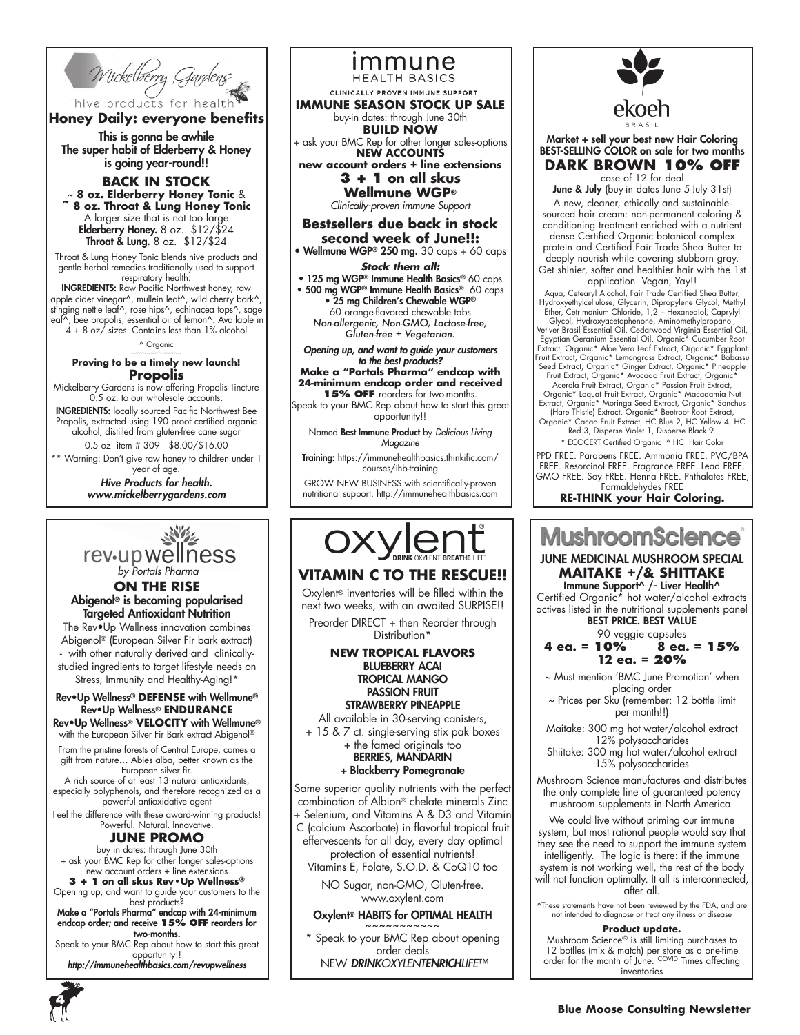## Mickelberry Gardens

hive products for health

### Honey Daily: everyone benefits

**This is gonna be awhile**
**The super habit of Elderberry & Honey is going year-round!!**

### BACK IN STOCK

~ **8 oz. Elderberry Honey Tonic** &
~ **8 oz. Throat & Lung Honey Tonic**

A larger size that is not too large
**Elderberry Honey.** 8 oz. $12/$24
**Throat & Lung.** 8 oz. $12/$24

Throat & Lung Honey Tonic blends hive products and gentle herbal remedies traditionally used to support respiratory health:

**INGREDIENTS:** Raw Pacific Northwest honey, raw apple cider vinegar^, mullein leaf^, wild cherry bark^, stinging nettle leaf^, rose hips^, echinacea tops^, sage leaf^, bee propolis, essential oil of lemon^. Available in 4 + 8 oz/ sizes. Contains less than 1% alcohol

^ Organic

~~~~~~~~~~~~

**Proving to be a timely new launch!**

### Propolis

Mickelberry Gardens is now offering Propolis Tincture 0.5 oz. to our wholesale accounts.

**INGREDIENTS:** locally sourced Pacific Northwest Bee Propolis, extracted using 190 proof certified organic alcohol, distilled from gluten-free cane sugar

0.5 oz item # 309 $8.00/$16.00

** Warning: Don't give raw honey to children under 1 year of age.

***Hive Products for health.***
***www.mickelberrygardens.com***

---

## rev•up wellness

*by Portals Pharma*

### ON THE RISE

**Abigenol® is becoming popularised**
**Targeted Antioxidant Nutrition**

The Rev•Up Wellness innovation combines Abigenol® (European Silver Fir bark extract) - with other naturally derived and clinically-studied ingredients to target lifestyle needs on Stress, Immunity and Healthy-Aging!*

**Rev•Up Wellness® DEFENSE with Wellmune®**
**Rev•Up Wellness® ENDURANCE**
**Rev•Up Wellness® VELOCITY with Wellmune®**
with the European Silver Fir Bark extract Abigenol®

From the pristine forests of Central Europe, comes a gift from nature… Abies alba, better known as the European silver fir.

A rich source of at least 13 natural antioxidants, especially polyphenols, and therefore recognized as a powerful antioxidative agent

Feel the difference with these award-winning products! Powerful. Natural. Innovative.

### JUNE PROMO

buy in dates: through June 30th
+ ask your BMC Rep for other longer sales-options
new account orders + line extensions

**3 + 1 on all skus Rev•Up Wellness®**

Opening up, and want to guide your customers to the best products?

**Make a "Portals Pharma" endcap with 24-minimum endcap order; and receive 15% OFF reorders for two-months.**

Speak to your BMC Rep about how to start this great opportunity!!

***http://immunehealthbasics.com/revupwellness***

---

## immune HEALTH BASICS

CLINICALLY PROVEN IMMUNE SUPPORT

### IMMUNE SEASON STOCK UP SALE

buy-in dates: through June 30th

**BUILD NOW**

+ ask your BMC Rep for other longer sales-options

**NEW ACCOUNTS**
**new account orders + line extensions**

### 3 + 1 on all skus
### Wellmune WGP®

*Clinically-proven immune Support*

### Bestsellers due back in stock second week of June!!:

• **Wellmune WGP® 250 mg.** 30 caps + 60 caps

***Stock them all:***

• **125 mg WGP® Immune Health Basics®** 60 caps
• **500 mg WGP® Immune Health Basics®** 60 caps
• **25 mg Children's Chewable WGP®**
60 orange-flavored chewable tabs

*Non-allergenic, Non-GMO, Lactose-free, Gluten-free + Vegetarian.*

***Opening up, and want to guide your customers to the best products?***

**Make a "Portals Pharma" endcap with 24-minimum endcap order and received 15% OFF reorders for two-months.**

Speak to your BMC Rep about how to start this great opportunity!!

Named **Best Immune Product** by *Delicious Living Magazine*

**Training:** https://immunehealthbasics.thinkific.com/courses/ihb-training

GROW NEW BUSINESS with scientifically-proven nutritional support. http://immunehealthbasics.com

---

## oxylent®

DRINK OXYLENT BREATHE LIFE™

### VITAMIN C TO THE RESCUE!!

Oxylent® inventories will be filled within the next two weeks, with an awaited SURPRISE!!

Preorder DIRECT + then Reorder through Distribution*

### NEW TROPICAL FLAVORS

**BLUEBERRY ACAI**
**TROPICAL MANGO**
**PASSION FRUIT**
**STRAWBERRY PINEAPPLE**

All available in 30-serving canisters,
+ 15 & 7 ct. single-serving stix pak boxes
+ the famed originals too

**BERRIES, MANDARIN**
**+ Blackberry Pomegranate**

Same superior quality nutrients with the perfect combination of Albion® chelate minerals Zinc + Selenium, and Vitamins A & D3 and Vitamin C (calcium Ascorbate) in flavorful tropical fruit effervescents for all day, every day optimal protection of essential nutrients!
Vitamins E, Folate, S.O.D. & CoQ10 too

NO Sugar, non-GMO, Gluten-free.
www.oxylent.com

**Oxylent® HABITS for OPTIMAL HEALTH**

~~~~~~~~~~~

* Speak to your BMC Rep about opening order deals

NEW ***DRINK****OXYLENT****ENRICH****LIFE*™

---

## ekoeh

BRASIL

**Market + sell your best new Hair Coloring BEST-SELLING COLOR on sale for two months**

### DARK BROWN 10% OFF

case of 12 for deal

**June & July** (buy-in dates June 5-July 31st)

A new, cleaner, ethically and sustainable-sourced hair cream: non-permanent coloring & conditioning treatment enriched with a nutrient dense Certified Organic botanical complex protein and Certified Fair Trade Shea Butter to deeply nourish while covering stubborn gray. Get shinier, softer and healthier hair with the 1st application. Vegan, Yay!!

Aqua, Cetearyl Alcohol, Fair Trade Certified Shea Butter, Hydroxyethylcellulose, Glycerin, Dipropylene Glycol, Methyl Ether, Cetrimonium Chloride, 1,2 – Hexanediol, Caprylyl Glycol, Hydroxyacetophenone, Aminomethylpropanol, Vetiver Brasil Essential Oil, Cedarwood Virginia Essential Oil, Egyptian Geranium Essential Oil, Organic* Cucumber Root Extract, Organic* Aloe Vera Leaf Extract, Organic* Eggplant Fruit Extract, Organic* Lemongrass Extract, Organic* Babassu Seed Extract, Organic* Ginger Extract, Organic* Pineapple Fruit Extract, Organic* Avocado Fruit Extract, Organic* Acerola Fruit Extract, Organic* Passion Fruit Extract, Organic* Loquat Fruit Extract, Organic* Macadamia Nut Extract, Organic* Moringa Seed Extract, Organic* Sonchus (Hare Thistle) Extract, Organic* Beetroot Root Extract, Organic* Cacao Fruit Extract, HC Blue 2, HC Yellow 4, HC Red 3, Disperse Violet 1, Disperse Black 9.

* ECOCERT Certified Organic ^ HC Hair Color

PPD FREE. Parabens FREE. Ammonia FREE. PVC/BPA FREE. Resorcinol FREE. Fragrance FREE. Lead FREE. GMO FREE. Soy FREE. Henna FREE. Phthalates FREE, Formaldehydes FREE

**RE-THINK your Hair Coloring.**

---

## MushroomScience®

**JUNE MEDICINAL MUSHROOM SPECIAL**

### MAITAKE +/& SHITTAKE

**Immune Support^ /- Liver Health^**

Certified Organic* hot water/alcohol extracts actives listed in the nutritional supplements panel

**BEST PRICE. BEST VALUE**

90 veggie capsules

**4 ea. = 10% 8 ea. = 15%**
**12 ea. = 20%**

~ Must mention 'BMC June Promotion' when placing order
~ Prices per Sku (remember: 12 bottle limit per month!!)

Maitake: 300 mg hot water/alcohol extract
12% polysaccharides
Shiitake: 300 mg hot water/alcohol extract
15% polysaccharides

Mushroom Science manufactures and distributes the only complete line of guaranteed potency mushroom supplements in North America.

We could live without priming our immune system, but most rational people would say that they see the need to support the immune system intelligently. The logic is there: if the immune system is not working well, the rest of the body will not function optimally. It all is interconnected, after all.

^These statements have not been reviewed by the FDA, and are not intended to diagnose or treat any illness or disease

**Product update.**

Mushroom Science® is still limiting purchases to 12 bottles (mix & match) per store as a one-time order for the month of June. COVID Times affecting inventories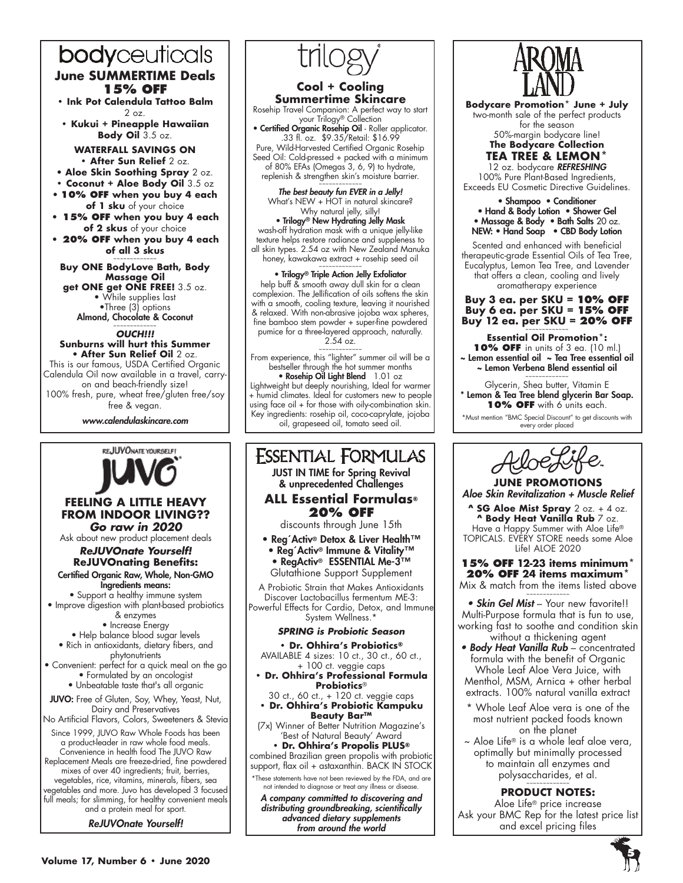# bodyceuticals

## June SUMMERTIME Deals

### 15% OFF

- **Ink Pot Calendula Tattoo Balm** 2 oz.
- **Kukui + Pineapple Hawaiian Body Oil** 3.5 oz.

**WATERFALL SAVINGS ON**

- **After Sun Relief** 2 oz.
- **Aloe Skin Soothing Spray** 2 oz.
- **Coconut + Aloe Body Oil** 3.5 oz
- **10% OFF when you buy 4 each of 1 sku** of your choice
- **15% OFF when you buy 4 each of 2 skus** of your choice
- **20% OFF when you buy 4 each of all 3 skus**

~~~~~~~~~~~~~

**Buy ONE BodyLove Bath, Body Massage Oil get ONE get ONE FREE!** 3.5 oz.

- While supplies last
- Three (3) options

**Almond, Chocolate & Coconut**

~~~~~~~~~~~~~

***OUCH!!!***

**Sunburns will hurt this Summer**

- **After Sun Relief Oil** 2 oz.

This is our famous, USDA Certified Organic Calendula Oil now available in a travel, carry-on and beach-friendly size!

100% fresh, pure, wheat free/gluten free/soy free & vegan.

***www.calendulaskincare.com***

---

# trilogy

## Cool + Cooling Summertime Skincare

Rosehip Travel Companion: A perfect way to start your Trilogy® Collection

- **Certified Organic Rosehip Oil** - Roller applicator. .33 fl. oz. $9.35/Retail: $16.99

Pure, Wild-Harvested Certified Organic Rosehip Seed Oil: Cold-pressed + packed with a minimum of 80% EFAs (Omegas 3, 6, 9) to hydrate, replenish & strengthen skin's moisture barrier.

~~~~~~~~~~~~~

***The best beauty fun EVER in a Jelly!***

What's NEW + HOT in natural skincare? Why natural jelly, silly!

- **Trilogy® New Hydrating Jelly Mask**

wash-off hydration mask with a unique jelly-like texture helps restore radiance and suppleness to all skin types. 2.54 oz with New Zealand Manuka honey, kawakawa extract + rosehip seed oil

~~~~~~~~~~~~~

- **Trilogy® Triple Action Jelly Exfoliator**

help buff & smooth away dull skin for a clean complexion. The Jellification of oils softens the skin with a smooth, cooling texture, leaving it nourished & relaxed. With non-abrasive jojoba wax spheres, fine bamboo stem powder + super-fine powdered pumice for a three-layered approach, naturally. 2.54 oz.

~~~~~~~~~~~~~

From experience, this "lighter" summer oil will be a bestseller through the hot summer months

- **Rosehip Oil Light Blend** 1.01 oz

Lightweight but deeply nourishing, Ideal for warmer + humid climates. Ideal for customers new to people using face oil + for those with oily-combination skin. Key ingredients: rosehip oil, coco-caprylate, jojoba oil, grapeseed oil, tomato seed oil.

---

# AROMA LAND

**Bodycare Promotion* June + July**

two-month sale of the perfect products for the season

50%-margin bodycare line!

**The Bodycare Collection**

## TEA TREE & LEMON*

12 oz. bodycare ***REFRESHING***

100% Pure Plant-Based Ingredients, Exceeds EU Cosmetic Directive Guidelines.

- **Shampoo** • **Conditioner**
- **Hand & Body Lotion** • **Shower Gel**
- **Massage & Body** • **Bath Salts** 20 oz.

**NEW:** • **Hand Soap** • **CBD Body Lotion**

Scented and enhanced with beneficial therapeutic-grade Essential Oils of Tea Tree, Eucalyptus, Lemon Tea Tree, and Lavender that offers a clean, cooling and lively aromatherapy experience

**Buy 3 ea. per SKU = 10% OFF**
**Buy 6 ea. per SKU = 15% OFF**
**Buy 12 ea. per SKU = 20% OFF**

~~~~~~~~~~~~~

**Essential Oil Promotion*:**

**10% OFF** in units of 3 ea. (10 ml.)

**~ Lemon essential oil ~ Tea Tree essential oil ~ Lemon Verbena Blend essential oil**

~~~~~~~~~~~~~

Glycerin, Shea butter, Vitamin E

**\* Lemon & Tea Tree blend glycerin Bar Soap. 10% OFF** with 6 units each.

*Must mention "BMC Special Discount" to get discounts with every order placed

---

# JUVO

REJUVONATE YOURSELF!

## FEELING A LITTLE HEAVY FROM INDOOR LIVING??

***Go raw in 2020***

Ask about new product placement deals

***ReJUVOnate Yourself!***

**ReJUVOnating Benefits:**

**Certified Organic Raw, Whole, Non-GMO Ingredients means:**

- Support a healthy immune system
- Improve digestion with plant-based probiotics & enzymes
- Increase Energy
- Help balance blood sugar levels
- Rich in antioxidants, dietary fibers, and phytonutrients
- Convenient: perfect for a quick meal on the go
- Formulated by an oncologist
- Unbeatable taste that's all organic

**JUVO:** Free of Gluten, Soy, Whey, Yeast, Nut, Dairy and Preservatives

No Artificial Flavors, Colors, Sweeteners & Stevia

Since 1999, JUVO Raw Whole Foods has been a product-leader in raw whole food meals. Convenience in health food The JUVO Raw Replacement Meals are freeze-dried, fine powdered mixes of over 40 ingredients; fruit, berries, vegetables, rice, vitamins, minerals, fibers, sea vegetables and more. Juvo has developed 3 focused full meals; for slimming, for healthy convenient meals and a protein meal for sport.

***ReJUVOnate Yourself!***

---

# ESSENTIAL FORMULAS

**JUST IN TIME for Spring Revival & unprecedented Challenges**

## ALL Essential Formulas® 20% OFF

discounts through June 15th

- **Reg´Activ® Detox & Liver Health™**
- **Reg´Activ® Immune & Vitality™**
- **RegActiv® ESSENTIAL Me-3™**

Glutathione Support Supplement

A Probiotic Strain that Makes Antioxidants Discover Lactobacillus fermentum ME-3: Powerful Effects for Cardio, Detox, and Immune System Wellness.*

***SPRING is Probiotic Season***

- **Dr. Ohhira's Probiotics®**

AVAILABLE 4 sizes: 10 ct., 30 ct., 60 ct., + 100 ct. veggie caps

- **Dr. Ohhira's Professional Formula Probiotics®**

30 ct., 60 ct., + 120 ct. veggie caps

- **Dr. Ohhira's Probiotic Kampuku Beauty Bar™**

(7x) Winner of Better Nutrition Magazine's 'Best of Natural Beauty' Award

- **Dr. Ohhira's Propolis PLUS®**

combined Brazilian green propolis with probiotic support, flax oil + astaxanthin. BACK IN STOCK

*These statements have not been reviewed by the FDA, and are not intended to diagnose or treat any illness or disease.

***A company committed to discovering and distributing groundbreaking, scientifically advanced dietary supplements from around the world***

---

# AloeLife

## JUNE PROMOTIONS

***Aloe Skin Revitalization + Muscle Relief***

**^ SG Aloe Mist Spray** 2 oz. + 4 oz.
**^ Body Heat Vanilla Rub** 7 oz.

Have a Happy Summer with Aloe Life® TOPICALS. EVERY STORE needs some Aloe Life! ALOE 2020

**15% OFF 12-23 items minimum***
**20% OFF 24 items maximum***

Mix & match from the items listed above

~~~~~~~~~~~~~

- ***Skin Gel Mist*** – Your new favorite!! Multi-Purpose formula that is fun to use, working fast to soothe and condition skin without a thickening agent
- ***Body Heat Vanilla Rub*** – concentrated formula with the benefit of Organic Whole Leaf Aloe Vera Juice, with Menthol, MSM, Arnica + other herbal extracts. 100% natural vanilla extract

\* Whole Leaf Aloe vera is one of the most nutrient packed foods known on the planet

~ Aloe Life® is a whole leaf aloe vera, optimally but minimally processed to maintain all enzymes and polysaccharides, et al.

~~~~~~~~~~~~~

**PRODUCT NOTES:**

Aloe Life® price increase

Ask your BMC Rep for the latest price list and excel pricing files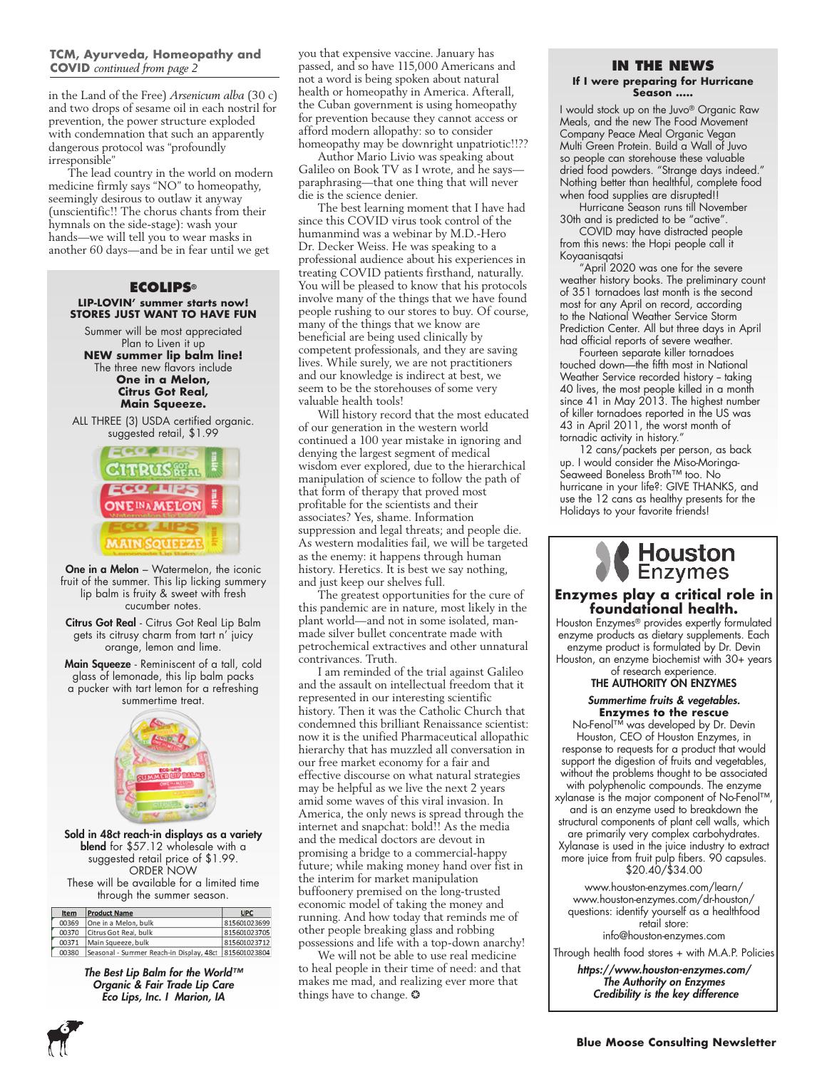**TCM, Ayurveda, Homeopathy and COVID** *continued from page 2*

in the Land of the Free) *Arsenicum alba* (30 c) and two drops of sesame oil in each nostril for prevention, the power structure exploded with condemnation that such an apparently dangerous protocol was "profoundly irresponsible"

The lead country in the world on modern medicine firmly says "NO" to homeopathy, seemingly desirous to outlaw it anyway (unscientific!! The chorus chants from their hymnals on the side-stage): wash your hands—we will tell you to wear masks in another 60 days—and be in fear until we get you that expensive vaccine. January has passed, and so have 115,000 Americans and not a word is being spoken about natural health or homeopathy in America. Afterall, the Cuban government is using homeopathy for prevention because they cannot access or afford modern allopathy: so to consider homeopathy may be downright unpatriotic!!??

Author Mario Livio was speaking about Galileo on Book TV as I wrote, and he says—paraphrasing—that one thing that will never die is the science denier.

The best learning moment that I have had since this COVID virus took control of the humanmind was a webinar by M.D.-Hero Dr. Decker Weiss. He was speaking to a professional audience about his experiences in treating COVID patients firsthand, naturally. You will be pleased to know that his protocols involve many of the things that we have found people rushing to our stores to buy. Of course, many of the things that we know are beneficial are being used clinically by competent professionals, and they are saving lives. While surely, we are not practitioners and our knowledge is indirect at best, we seem to be the storehouses of some very valuable health tools!

Will history record that the most educated of our generation in the western world continued a 100 year mistake in ignoring and denying the largest segment of medical wisdom ever explored, due to the hierarchical manipulation of science to follow the path of that form of therapy that proved most profitable for the scientists and their associates? Yes, shame. Information suppression and legal threats; and people die. As western modalities fail, we will be targeted as the enemy: it happens through human history. Heretics. It is best we say nothing, and just keep our shelves full.

The greatest opportunities for the cure of this pandemic are in nature, most likely in the plant world—and not in some isolated, man-made silver bullet concentrate made with petrochemical extractives and other unnatural contrivances. Truth.

I am reminded of the trial against Galileo and the assault on intellectual freedom that it represented in our interesting scientific history. Then it was the Catholic Church that condemned this brilliant Renaissance scientist: now it is the unified Pharmaceutical allopathic hierarchy that has muzzled all conversation in our free market economy for a fair and effective discourse on what natural strategies may be helpful as we live the next 2 years amid some waves of this viral invasion. In America, the only news is spread through the internet and snapchat: bold!! As the media and the medical doctors are devout in promising a bridge to a commercial-happy future; while making money hand over fist in the interim for market manipulation buffoonery premised on the long-trusted economic model of taking the money and running. And how today that reminds me of other people breaking glass and robbing possessions and life with a top-down anarchy!

We will not be able to use real medicine to heal people in their time of need: and that makes me mad, and realizing ever more that things have to change. ❂

## ECOLIPS®

**LIP-LOVIN' summer starts now!**
**STORES JUST WANT TO HAVE FUN**

Summer will be most appreciated
Plan to Liven it up
**NEW summer lip balm line!**
The three new flavors include
**One in a Melon,**
**Citrus Got Real,**
**Main Squeeze.**

ALL THREE (3) USDA certified organic.
suggested retail, $1.99

**One in a Melon** – Watermelon, the iconic fruit of the summer. This lip licking summery lip balm is fruity & sweet with fresh cucumber notes.

**Citrus Got Real** - Citrus Got Real Lip Balm gets its citrusy charm from tart n' juicy orange, lemon and lime.

**Main Squeeze** - Reminiscent of a tall, cold glass of lemonade, this lip balm packs a pucker with tart lemon for a refreshing summertime treat.

**Sold in 48ct reach-in displays as a variety blend** for $57.12 wholesale with a suggested retail price of $1.99.
ORDER NOW
These will be available for a limited time through the summer season.

| Item | Product Name | UPC |
|---|---|---|
| 00369 | One in a Melon, bulk | 815601023699 |
| 00370 | Citrus Got Real, bulk | 815601023705 |
| 00371 | Main Squeeze, bulk | 815601023712 |
| 00380 | Seasonal - Summer Reach-in Display, 48ct | 815601023804 |

***The Best Lip Balm for the World™***
***Organic & Fair Trade Lip Care***
***Eco Lips, Inc. I Marion, IA***

## IN THE NEWS

**If I were preparing for Hurricane Season .....**

I would stock up on the Juvo® Organic Raw Meals, and the new The Food Movement Company Peace Meal Organic Vegan Multi Green Protein. Build a Wall of Juvo so people can storehouse these valuable dried food powders. "Strange days indeed." Nothing better than healthful, complete food when food supplies are disrupted!!

Hurricane Season runs till November 30th and is predicted to be "active".

COVID may have distracted people from this news: the Hopi people call it Koyaanisqatsi

"April 2020 was one for the severe weather history books. The preliminary count of 351 tornadoes last month is the second most for any April on record, according to the National Weather Service Storm Prediction Center. All but three days in April had official reports of severe weather.

Fourteen separate killer tornadoes touched down—the fifth most in National Weather Service recorded history – taking 40 lives, the most people killed in a month since 41 in May 2013. The highest number of killer tornadoes reported in the US was 43 in April 2011, the worst month of tornadic activity in history."

12 cans/packets per person, as back up. I would consider the Miso-Moringa-Seaweed Boneless Broth™ too. No hurricane in your life?: GIVE THANKS, and use the 12 cans as healthy presents for the Holidays to your favorite friends!

## Houston Enzymes

**Enzymes play a critical role in foundational health.**

Houston Enzymes® provides expertly formulated enzyme products as dietary supplements. Each enzyme product is formulated by Dr. Devin Houston, an enzyme biochemist with 30+ years of research experience.
**THE AUTHORITY ON ENZYMES**

***Summertime fruits & vegetables.***
**Enzymes to the rescue**

No-Fenol™ was developed by Dr. Devin Houston, CEO of Houston Enzymes, in response to requests for a product that would support the digestion of fruits and vegetables, without the problems thought to be associated with polyphenolic compounds. The enzyme xylanase is the major component of No-Fenol™, and is an enzyme used to breakdown the structural components of plant cell walls, which are primarily very complex carbohydrates. Xylanase is used in the juice industry to extract more juice from fruit pulp fibers. 90 capsules. $20.40/$34.00

www.houston-enzymes.com/learn/
www.houston-enzymes.com/dr-houston/
questions: identify yourself as a healthfood retail store:
info@houston-enzymes.com

Through health food stores + with M.A.P. Policies

***https://www.houston-enzymes.com/***
***The Authority on Enzymes***
***Credibility is the key difference***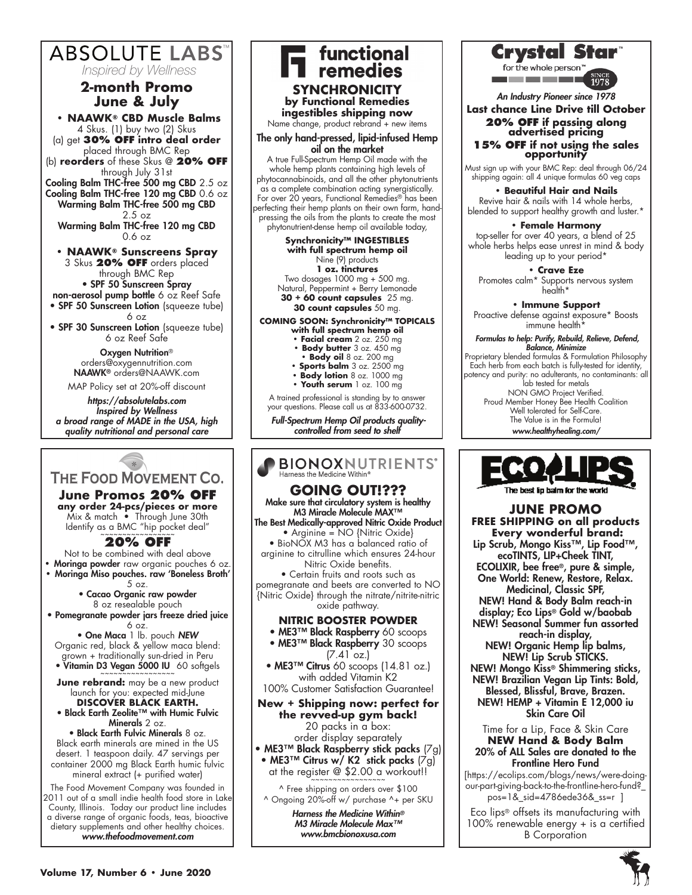# ABSOLUTE LABS™

*Inspired by Wellness*

## 2-month Promo June & July

• **NAAWK® CBD Muscle Balms**
4 Skus. (1) buy two (2) Skus
(a) get **30% OFF intro deal order** placed through BMC Rep
(b) **reorders** of these Skus @ **20% OFF** through July 31st

Cooling Balm THC-free 500 mg CBD 2.5 oz
Cooling Balm THC-free 120 mg CBD 0.6 oz
Warming Balm THC-free 500 mg CBD 2.5 oz
Warming Balm THC-free 120 mg CBD 0.6 oz

• **NAAWK® Sunscreens Spray**
3 Skus **20% OFF** orders placed through BMC Rep

- SPF 50 Sunscreen Spray non-aerosol pump bottle 6 oz Reef Safe
- SPF 50 Sunscreen Lotion (squeeze tube) 6 oz
- SPF 30 Sunscreen Lotion (squeeze tube) 6 oz Reef Safe

Oxygen Nutrition®
orders@oxygennutrition.com
NAAWK® orders@NAAWK.com

MAP Policy set at 20%-off discount

*https://absolutelabs.com*
*Inspired by Wellness*
*a broad range of MADE in the USA, high quality nutritional and personal care*

---

# functional remedies

## SYNCHRONICITY by Functional Remedies ingestibles shipping now

Name change, product rebrand + new items

**The only hand-pressed, lipid-infused Hemp oil on the market**

A true Full-Spectrum Hemp Oil made with the whole hemp plants containing high levels of phytocannabinoids, and all the other phytonutrients as a complete combination acting synergistically. For over 20 years, Functional Remedies® has been perfecting their hemp plants on their own farm, hand-pressing the oils from the plants to create the most phytonutrient-dense hemp oil available today,

**Synchronicity™ INGESTIBLES with full spectrum hemp oil**
Nine (9) products
**1 oz. tinctures**
Two dosages 1000 mg + 500 mg.
Natural, Peppermint + Berry Lemonade
**30 + 60 count capsules** 25 mg.
**30 count capsules** 50 mg.

**COMING SOON: Synchronicity™ TOPICALS with full spectrum hemp oil**

- **Facial cream** 2 oz. 250 mg
- **Body butter** 3 oz. 450 mg
- **Body oil** 8 oz. 200 mg
- **Sports balm** 3 oz. 2500 mg
- **Body lotion** 8 oz. 1000 mg
- **Youth serum** 1 oz. 100 mg

A trained professional is standing by to answer your questions. Please call us at 833-600-0732.

*Full-Spectrum Hemp Oil products quality-controlled from seed to shelf*

---

# Crystal Star™

for the whole person™ SINCE 1978

*An Industry Pioneer since 1978*

**Last chance Line Drive till October**
**20% OFF if passing along advertised pricing**
**15% OFF if not using the sales opportunity**

Must sign up with your BMC Rep: deal through 06/24 shipping again: all 4 unique formulas 60 veg caps

• **Beautiful Hair and Nails**
Revive hair & nails with 14 whole herbs, blended to support healthy growth and luster.*

• **Female Harmony**
top-seller for over 40 years, a blend of 25 whole herbs helps ease unrest in mind & body leading up to your period*

• **Crave Eze**
Promotes calm* Supports nervous system health*

• **Immune Support**
Proactive defense against exposure* Boosts immune health*

***Formulas to help: Purify, Rebuild, Relieve, Defend, Balance, Minimize***

Proprietary blended formulas & Formulation Philosophy
Each herb from each batch is fully-tested for identity, potency and purity: no adulterants, no contaminants: all lab tested for metals
NON GMO Project Verified.
Proud Member Honey Bee Health Coalition
Well tolerated for Self-Care.
The Value is in the Formula!
*www.healthyhealing.com/*

---

# THE FOOD MOVEMENT CO.

## June Promos 20% OFF any order 24-pcs/pieces or more

Mix & match • Through June 30th
Identify as a BMC "hip pocket deal"

**20% OFF**

Not to be combined with deal above

- Moringa powder raw organic pouches 6 oz.
- Moringa Miso pouches. raw 'Boneless Broth' 5 oz.
- Cacao Organic raw powder 8 oz resealable pouch
- Pomegranate powder jars freeze dried juice 6 oz.
- One Maca 1 lb. pouch *NEW*
  Organic red, black & yellow maca blend: grown + traditionally sun-dried in Peru
- Vitamin D3 Vegan 5000 IU 60 softgels

**June rebrand:** may be a new product launch for you: expected mid-June

**DISCOVER BLACK EARTH.**

- Black Earth Zeolite™ with Humic Fulvic Minerals 2 oz.
- Black Earth Fulvic Minerals 8 oz.

Black earth minerals are mined in the US desert. 1 teaspoon daily. 47 servings per container 2000 mg Black Earth humic fulvic mineral extract (+ purified water)

The Food Movement Company was founded in 2011 out of a small indie health food store in Lake County, Illinois. Today our product line includes a diverse range of organic foods, teas, bioactive dietary supplements and other healthy choices.
***www.thefoodmovement.com***

---

# BIONOXNUTRIENTS®

Harness the Medicine Within®

## GOING OUT!???

**Make sure that circulatory system is healthy**
**M3 Miracle Molecule MAX™**
**The Best Medically-approved Nitric Oxide Product**

• Arginine = NO {Nitric Oxide}
• BioNOX M3 has a balanced ratio of arginine to citrulline which ensures 24-hour Nitric Oxide benefits.
• Certain fruits and roots such as pomegranate and beets are converted to NO {Nitric Oxide} through the nitrate/nitrite-nitric oxide pathway.

**NITRIC BOOSTER POWDER**

- ME3™ Black Raspberry 60 scoops
- ME3™ Black Raspberry 30 scoops (7.41 oz.)
- ME3™ Citrus 60 scoops (14.81 oz.) with added Vitamin K2

100% Customer Satisfaction Guarantee!

**New + Shipping now: perfect for the revved-up gym back!**

20 packs in a box:
order display separately

- ME3™ Black Raspberry stick packs (7g)
- ME3™ Citrus w/ K2 stick packs (7g)

at the register @ $2.00 a workout!!

^ Free shipping on orders over $100
^ Ongoing 20%-off w/ purchase ^+ per SKU

*Harness the Medicine Within®*
*M3 Miracle Molecule Max™*
*www.bmcbionoxusa.com*

---

# ECOLIPS

The best lip balm for the world

## JUNE PROMO

**FREE SHIPPING on all products**
**Every wonderful brand:**

Lip Scrub, Mongo Kiss™, Lip Food™, ecoTINTS, LIP+Cheek TINT, ECOLIXIR, bee free®, pure & simple, One World: Renew, Restore, Relax. Medicinal, Classic SPF,
NEW! Hand & Body Balm reach-in display; Eco Lips® Gold w/baobab
NEW! Seasonal Summer fun assorted reach-in display,
NEW! Organic Hemp lip balms,
NEW! Lip Scrub STICKS.
NEW! Mongo Kiss® Shimmering sticks,
NEW! Brazilian Vegan Lip Tints: Bold, Blessed, Blissful, Brave, Brazen.
NEW! HEMP + Vitamin E 12,000 iu Skin Care Oil

Time for a Lip, Face & Skin Care
**NEW Hand & Body Balm**
**20% of ALL Sales are donated to the Frontline Hero Fund**

[https://ecolips.com/blogs/news/were-doing-our-part-giving-back-to-the-frontline-hero-fund?_pos=1&_sid=4786ede36&_ss=r ]

Eco lips® offsets its manufacturing with 100% renewable energy + is a certified B Corporation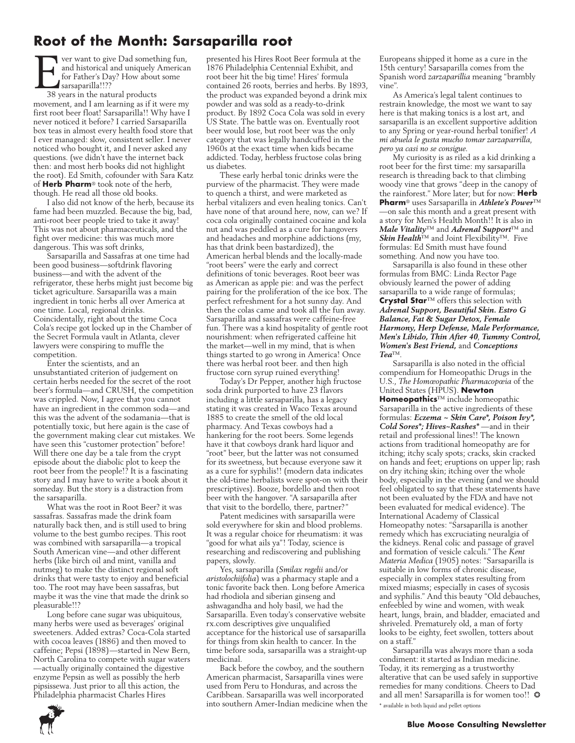# Root of the Month: Sarsaparilla root

Ever want to give Dad something fun, and historical and uniquely American for Father's Day? How about some sarsaparilla!!??

38 years in the natural products movement, and I am learning as if it were my first root beer float! Sarsaparilla!! Why have I never noticed it before? I carried Sarsaparilla box teas in almost every health food store that I ever managed: slow, consistent seller. I never noticed who bought it, and I never asked any questions. (we didn't have the internet back then: and most herb books did not highlight the root). Ed Smith, cofounder with Sara Katz of **Herb Pharm**® took note of the herb, though. He read all those old books.

I also did not know of the herb, because its fame had been muzzled. Because the big, bad, anti-root beer people tried to take it away! This was not about pharmaceuticals, and the fight over medicine: this was much more dangerous. This was soft drinks,

Sarsaparilla and Sassafras at one time had been good business—softdrink flavoring business—and with the advent of the refrigerator, these herbs might just become big ticket agriculture. Sarsaparilla was a main ingredient in tonic herbs all over America at one time. Local, regional drinks. Coincidentally, right about the time Coca Cola's recipe got locked up in the Chamber of the Secret Formula vault in Atlanta, clever lawyers were conspiring to muffle the competition.

Enter the scientists, and an unsubstantiated criterion of judgement on certain herbs needed for the secret of the root beer's formula—and CRUSH, the competition was crippled. Now, I agree that you cannot have an ingredient in the common soda—and this was the advent of the sodamania—that is potentially toxic, but here again is the case of the government making clear cut mistakes. We have seen this "customer protection" before! Will there one day be a tale from the crypt episode about the diabolic plot to keep the root beer from the people!? It is a fascinating story and I may have to write a book about it someday. But the story is a distraction from the sarsaparilla.

What was the root in Root Beer? it was sassafras. Sassafras made the drink foam naturally back then, and is still used to bring volume to the best gumbo recipes. This root was combined with sarsaparilla—a tropical South American vine—and other different herbs (like birch oil and mint, vanilla and nutmeg) to make the distinct regional soft drinks that were tasty to enjoy and beneficial too. The root may have been sassafras, but maybe it was the vine that made the drink so pleasurable!!?

Long before cane sugar was ubiquitous, many herbs were used as beverages' original sweeteners. Added extras? Coca-Cola started with cocoa leaves (1886) and then moved to caffeine; Pepsi (1898)—started in New Bern, North Carolina to compete with sugar waters—actually originally contained the digestive enzyme Pepsin as well as possibly the herb pipsissewa. Just prior to all this action, the Philadelphia pharmacist Charles Hires presented his Hires Root Beer formula at the 1876 Philadelphia Centennial Exhibit, and root beer hit the big time! Hires' formula contained 26 roots, berries and herbs. By 1893, the product was expanded beyond a drink mix powder and was sold as a ready-to-drink product. By 1892 Coca Cola was sold in every US State. The battle was on. Eventually root beer would lose, but root beer was the only category that was legally handcuffed in the 1960s at the exact time when kids became addicted. Today, herbless fructose colas bring us diabetes.

These early herbal tonic drinks were the purview of the pharmacist. They were made to quench a thirst, and were marketed as herbal vitalizers and even healing tonics. Can't have none of that around here, now, can we? If coca cola originally contained cocaine and kola nut and was peddled as a cure for hangovers and headaches and morphine addictions (my, has that drink been bastardized), the American herbal blends and the locally-made "root beers" were the early and correct definitions of tonic beverages. Root beer was as American as apple pie: and was the perfect pairing for the proliferation of the ice box. The perfect refreshment for a hot sunny day. And then the colas came and took all the fun away. Sarsaparilla and sassafras were caffeine-free fun. There was a kind hospitality of gentle root nourishment: when refrigerated caffeine hit the market—well in my mind, that is when things started to go wrong in America! Once there was herbal root beer. and then high fructose corn syrup ruined everything!

Today's Dr Pepper, another high fructose soda drink purported to have 23 flavors including a little sarsaparilla, has a legacy stating it was created in Waco Texas around 1885 to create the smell of the old local pharmacy. And Texas cowboys had a hankering for the root beers. Some legends have it that cowboys drank hard liquor and "root" beer, but the latter was not consumed for its sweetness, but because everyone saw it as a cure for syphilis!! (modern data indicates the old-time herbalists were spot-on with their prescriptives). Booze, bordello and then root beer with the hangover. "A sarsaparilla after that visit to the bordello, there, partner?"

Patent medicines with sarsaparilla were sold everywhere for skin and blood problems. It was a regular choice for rheumatism: it was "good for what ails ya"! Today, science is researching and rediscovering and publishing papers, slowly.

Yes, sarsaparilla (*Smilax regelii* and/or *aristolochiifolia*) was a pharmacy staple and a tonic favorite back then. Long before America had rhodiola and siberian ginseng and ashwagandha and holy basil, we had the Sarsaparilla. Even today's conservative website rx.com descriptives give unqualified acceptance for the historical use of sarsaparilla for things from skin health to cancer. In the time before soda, sarsaparilla was a straight-up medicinal.

Back before the cowboy, and the southern American pharmacist, Sarsaparilla vines were used from Peru to Honduras, and across the Caribbean. Sarsaparilla was well incorporated into southern Amer-Indian medicine when the Europeans shipped it home as a cure in the 15th century! Sarsaparilla comes from the Spanish word *zarzaparillia* meaning "brambly vine".

As America's legal talent continues to restrain knowledge, the most we want to say here is that making tonics is a lost art, and sarsaparilla is an excellent supportive addition to any Spring or year-round herbal tonifier! *A mi abuela le gusta mucho tomar zarzaparrilla, pero ya casi no se consigue.*

My curiosity is as riled as a kid drinking a root beer for the first time: my sarsaparilla research is threading back to that climbing woody vine that grows "deep in the canopy of the rainforest." More later; but for now: **Herb Pharm**® uses Sarsaparilla in ***Athlete's Power***™—on sale this month and a great present with a story for Men's Health Month!! It is also in ***Male Vitality***™ and ***Adrenal Support***™ and ***Skin Health***™ and Joint Flexibility™. Five formulas: Ed Smith must have found something. And now you have too.

Sarsaparilla is also found in these other formulas from BMC: Linda Rector Page obviously learned the power of adding sarsaparilla to a wide range of formulas; **Crystal Star**™ offers this selection with ***Adrenal Support, Beautiful Skin. Estro G Balance, Fat & Sugar Detox, Female Harmony, Herp Defense, Male Performance, Men's Libido, Thin After 40, Tummy Control, Women's Best Friend,*** and ***Conceptions Tea***™.

Sarsaparilla is also noted in the official compendium for Homeopathic Drugs in the U.S., *The Homœopathic Pharmacopœia* of the United States (HPUS). **Newton Homeopathics**™ include homeopathic Sarsaparilla in the active ingredients of these formulas: ***Eczema ~ Skin Care\*, Poison Ivy\*, Cold Sores\*; Hives~Rashes\**** —and in their retail and professional lines!! The known actions from traditional homeopathy are for itching; itchy scaly spots; cracks, skin cracked on hands and feet; eruptions on upper lip; rash on dry itching skin; itching over the whole body, especially in the evening (and we should feel obligated to say that these statements have not been evaluated by the FDA and have not been evaluated for medical evidence). The International Academy of Classical Homeopathy notes: "Sarsaparilla is another remedy which has excruciating neuralgia of the kidneys. Renal colic and passage of gravel and formation of vesicle calculi." The *Kent Materia Medica* (1905) notes: "Sarsaparilla is suitable in low forms of chronic disease, especially in complex states resulting from mixed miasms; especially in cases of sycosis and syphilis." And this beauty "Old debauches, enfeebled by wine and women, with weak heart, lungs, brain, and bladder, emaciated and shriveled. Prematurely old, a man of forty looks to be eighty, feet swollen, totters about on a staff."

Sarsaparilla was always more than a soda condiment: it started as Indian medicine. Today, it its remerging as a trustworthy alterative that can be used safely in supportive remedies for many conditions. Cheers to Dad and all men! Sarsaparilla is for women too!! ✪

\* available in both liquid and pellet options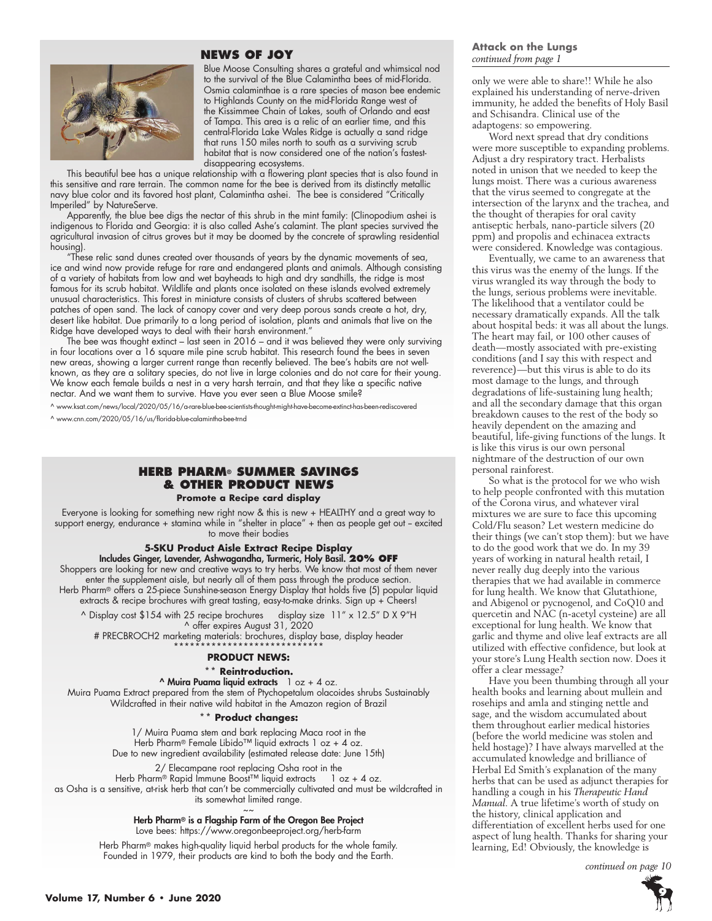## NEWS OF JOY

Blue Moose Consulting shares a grateful and whimsical nod to the survival of the Blue Calamintha bees of mid-Florida. Osmia calaminthae is a rare species of mason bee endemic to Highlands County on the mid-Florida Range west of the Kissimmee Chain of Lakes, south of Orlando and east of Tampa. This area is a relic of an earlier time, and this central-Florida Lake Wales Ridge is actually a sand ridge that runs 150 miles north to south as a surviving scrub habitat that is now considered one of the nation's fastest-disappearing ecosystems.

This beautiful bee has a unique relationship with a flowering plant species that is also found in this sensitive and rare terrain. The common name for the bee is derived from its distinctly metallic navy blue color and its favored host plant, Calamintha ashei. The bee is considered "Critically Imperiled" by NatureServe.

Apparently, the blue bee digs the nectar of this shrub in the mint family: (Clinopodium ashei is indigenous to Florida and Georgia: it is also called Ashe's calamint. The plant species survived the agricultural invasion of citrus groves but it may be doomed by the concrete of sprawling residential housing).

"These relic sand dunes created over thousands of years by the dynamic movements of sea, ice and wind now provide refuge for rare and endangered plants and animals. Although consisting of a variety of habitats from low and wet bayheads to high and dry sandhills, the ridge is most famous for its scrub habitat. Wildlife and plants once isolated on these islands evolved extremely unusual characteristics. This forest in miniature consists of clusters of shrubs scattered between patches of open sand. The lack of canopy cover and very deep porous sands create a hot, dry, desert like habitat. Due primarily to a long period of isolation, plants and animals that live on the Ridge have developed ways to deal with their harsh environment."

The bee was thought extinct – last seen in 2016 – and it was believed they were only surviving in four locations over a 16 square mile pine scrub habitat. This research found the bees in seven new areas, showing a larger current range than recently believed. The bee's habits are not well-known, as they are a solitary species, do not live in large colonies and do not care for their young. We know each female builds a nest in a very harsh terrain, and that they like a specific native nectar. And we want them to survive. Have you ever seen a Blue Moose smile?

^ www.ksat.com/news/local/2020/05/16/a-rare-blue-bee-scientists-thought-might-have-become-extinct-has-been-rediscovered

^ www.cnn.com/2020/05/16/us/florida-blue-calamintha-bee-trnd

## HERB PHARM® SUMMER SAVINGS & OTHER PRODUCT NEWS

**Promote a Recipe card display**

Everyone is looking for something new right now & this is new + HEALTHY and a great way to support energy, endurance + stamina while in "shelter in place" + then as people get out – excited to move their bodies

**5-SKU Product Aisle Extract Recipe Display**

**Includes Ginger, Lavender, Ashwagandha, Turmeric, Holy Basil. 20% OFF**

Shoppers are looking for new and creative ways to try herbs. We know that most of them never enter the supplement aisle, but nearly all of them pass through the produce section. Herb Pharm® offers a 25-piece Sunshine-season Energy Display that holds five (5) popular liquid extracts & recipe brochures with great tasting, easy-to-make drinks. Sign up + Cheers!

^ Display cost $154 with 25 recipe brochures display size 11" x 12.5" D X 9"H

^ offer expires August 31, 2020

# PRECBROCH2 marketing materials: brochures, display base, display header

\*\*\*\*\*\*\*\*\*\*\*\*\*\*\*\*\*\*\*\*\*\*\*\*\*\*\*\*

**PRODUCT NEWS:**

\*\* **Reintroduction.**

**^ Muira Puama liquid extracts** 1 oz + 4 oz.

Muira Puama Extract prepared from the stem of Ptychopetalum olacoides shrubs Sustainably Wildcrafted in their native wild habitat in the Amazon region of Brazil

\*\* **Product changes:**

1/ Muira Puama stem and bark replacing Maca root in the Herb Pharm® Female Libido™ liquid extracts 1 oz + 4 oz. Due to new ingredient availability (estimated release date: June 15th)

2/ Elecampane root replacing Osha root in the Herb Pharm® Rapid Immune Boost™ liquid extracts 1 oz + 4 oz. as Osha is a sensitive, at-risk herb that can't be commercially cultivated and must be wildcrafted in its somewhat limited range.

~~

**Herb Pharm® is a Flagship Farm of the Oregon Bee Project**

Love bees: https://www.oregonbeeproject.org/herb-farm

Herb Pharm® makes high-quality liquid herbal products for the whole family. Founded in 1979, their products are kind to both the body and the Earth.

**Attack on the Lungs**
*continued from page 1*

only we were able to share!! While he also explained his understanding of nerve-driven immunity, he added the benefits of Holy Basil and Schisandra. Clinical use of the adaptogens: so empowering.

Word next spread that dry conditions were more susceptible to expanding problems. Adjust a dry respiratory tract. Herbalists noted in unison that we needed to keep the lungs moist. There was a curious awareness that the virus seemed to congregate at the intersection of the larynx and the trachea, and the thought of therapies for oral cavity antiseptic herbals, nano-particle silvers (20 ppm) and propolis and echinacea extracts were considered. Knowledge was contagious.

Eventually, we came to an awareness that this virus was the enemy of the lungs. If the virus wrangled its way through the body to the lungs, serious problems were inevitable. The likelihood that a ventilator could be necessary dramatically expands. All the talk about hospital beds: it was all about the lungs. The heart may fail, or 100 other causes of death—mostly associated with pre-existing conditions (and I say this with respect and reverence)—but this virus is able to do its most damage to the lungs, and through degradations of life-sustaining lung health; and all the secondary damage that this organ breakdown causes to the rest of the body so heavily dependent on the amazing and beautiful, life-giving functions of the lungs. It is like this virus is our own personal nightmare of the destruction of our own personal rainforest.

So what is the protocol for we who wish to help people confronted with this mutation of the Corona virus, and whatever viral mixtures we are sure to face this upcoming Cold/Flu season? Let western medicine do their things (we can't stop them): but we have to do the good work that we do. In my 39 years of working in natural health retail, I never really dug deeply into the various therapies that we had available in commerce for lung health. We know that Glutathione, and Abigenol or pycnogenol, and CoQ10 and quercetin and NAC (n-acetyl cysteine) are all exceptional for lung health. We know that garlic and thyme and olive leaf extracts are all utilized with effective confidence, but look at your store's Lung Health section now. Does it offer a clear message?

Have you been thumbing through all your health books and learning about mullein and rosehips and amla and stinging nettle and sage, and the wisdom accumulated about them throughout earlier medical histories (before the world medicine was stolen and held hostage)? I have always marvelled at the accumulated knowledge and brilliance of Herbal Ed Smith's explanation of the many herbs that can be used as adjunct therapies for handling a cough in his *Therapeutic Hand Manual*. A true lifetime's worth of study on the history, clinical application and differentiation of excellent herbs used for one aspect of lung health. Thanks for sharing your learning, Ed! Obviously, the knowledge is

*continued on page 10*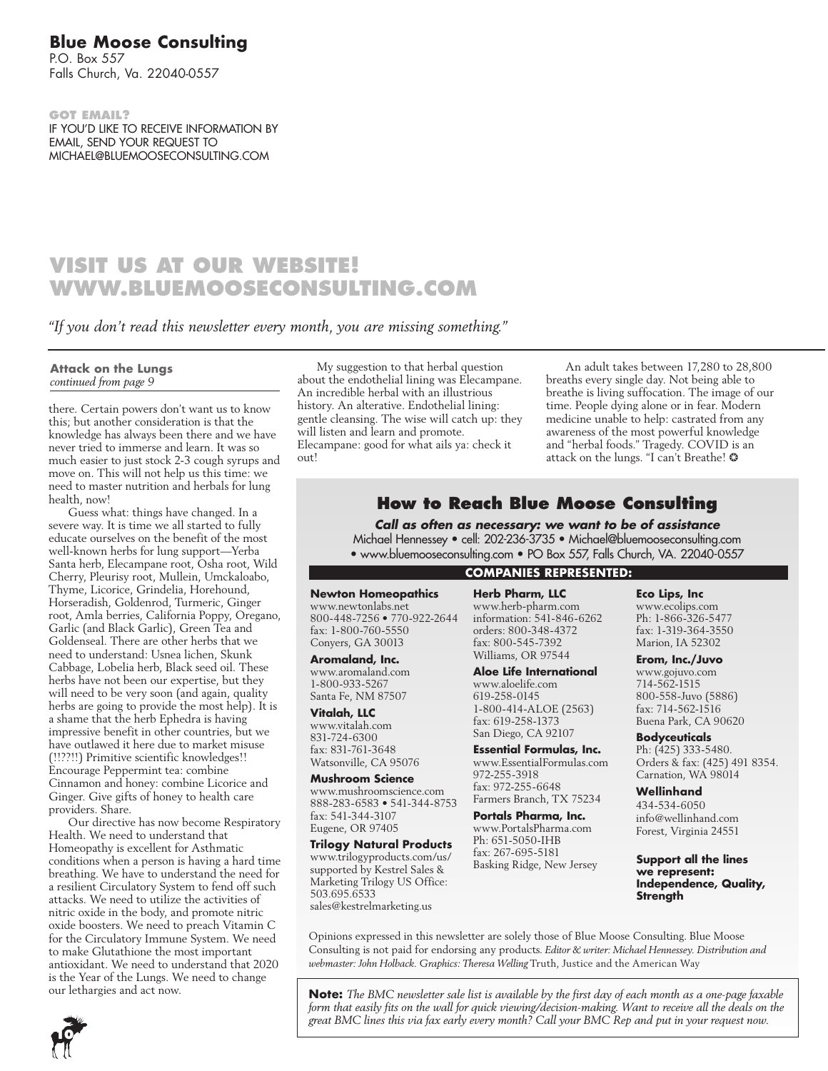## Blue Moose Consulting

P.O. Box 557
Falls Church, Va. 22040-0557

**GOT EMAIL?**
IF YOU'D LIKE TO RECEIVE INFORMATION BY EMAIL, SEND YOUR REQUEST TO MICHAEL@BLUEMOOSECONSULTING.COM

# VISIT US AT OUR WEBSITE! WWW.BLUEMOOSECONSULTING.COM

*"If you don't read this newsletter every month, you are missing something."*

**Attack on the Lungs**
*continued from page 9*

there. Certain powers don't want us to know this; but another consideration is that the knowledge has always been there and we have never tried to immerse and learn. It was so much easier to just stock 2-3 cough syrups and move on. This will not help us this time: we need to master nutrition and herbals for lung health, now!

Guess what: things have changed. In a severe way. It is time we all started to fully educate ourselves on the benefit of the most well-known herbs for lung support—Yerba Santa herb, Elecampane root, Osha root, Wild Cherry, Pleurisy root, Mullein, Umckaloabo, Thyme, Licorice, Grindelia, Horehound, Horseradish, Goldenrod, Turmeric, Ginger root, Amla berries, California Poppy, Oregano, Garlic (and Black Garlic), Green Tea and Goldenseal. There are other herbs that we need to understand: Usnea lichen, Skunk Cabbage, Lobelia herb, Black seed oil. These herbs have not been our expertise, but they will need to be very soon (and again, quality herbs are going to provide the most help). It is a shame that the herb Ephedra is having impressive benefit in other countries, but we have outlawed it here due to market misuse (!!??!!) Primitive scientific knowledges!! Encourage Peppermint tea: combine Cinnamon and honey: combine Licorice and Ginger. Give gifts of honey to health care providers. Share.

Our directive has now become Respiratory Health. We need to understand that Homeopathy is excellent for Asthmatic conditions when a person is having a hard time breathing. We have to understand the need for a resilient Circulatory System to fend off such attacks. We need to utilize the activities of nitric oxide in the body, and promote nitric oxide boosters. We need to preach Vitamin C for the Circulatory Immune System. We need to make Glutathione the most important antioxidant. We need to understand that 2020 is the Year of the Lungs. We need to change our lethargies and act now.

My suggestion to that herbal question about the endothelial lining was Elecampane. An incredible herbal with an illustrious history. An alterative. Endothelial lining: gentle cleansing. The wise will catch up: they will listen and learn and promote. Elecampane: good for what ails ya: check it out!

An adult takes between 17,280 to 28,800 breaths every single day. Not being able to breathe is living suffocation. The image of our time. People dying alone or in fear. Modern medicine unable to help: castrated from any awareness of the most powerful knowledge and "herbal foods." Tragedy. COVID is an attack on the lungs. "I can't Breathe! ✪

## How to Reach Blue Moose Consulting

***Call as often as necessary: we want to be of assistance***
Michael Hennessey • cell: 202-236-3735 • Michael@bluemooseconsulting.com
• www.bluemooseconsulting.com • PO Box 557, Falls Church, VA. 22040-0557

### COMPANIES REPRESENTED:

**Newton Homeopathics**
www.newtonlabs.net
800-448-7256 • 770-922-2644
fax: 1-800-760-5550
Conyers, GA 30013

**Aromaland, Inc.**
www.aromaland.com
1-800-933-5267
Santa Fe, NM 87507

**Vitalah, LLC**
www.vitalah.com
831-724-6300
fax: 831-761-3648
Watsonville, CA 95076

**Mushroom Science**
www.mushroomscience.com
888-283-6583 • 541-344-8753
fax: 541-344-3107
Eugene, OR 97405

**Trilogy Natural Products**
www.trilogyproducts.com/us/
supported by Kestrel Sales & Marketing Trilogy US Office:
503.695.6533
sales@kestrelmarketing.us

**Herb Pharm, LLC**
www.herb-pharm.com
information: 541-846-6262
orders: 800-348-4372
fax: 800-545-7392
Williams, OR 97544

**Aloe Life International**
www.aloelife.com
619-258-0145
1-800-414-ALOE (2563)
fax: 619-258-1373
San Diego, CA 92107

**Essential Formulas, Inc.**
www.EssentialFormulas.com
972-255-3918
fax: 972-255-6648
Farmers Branch, TX 75234

**Portals Pharma, Inc.**
www.PortalsPharma.com
Ph: 651-5050-IHB
fax: 267-695-5181
Basking Ridge, New Jersey

**Eco Lips, Inc**
www.ecolips.com
Ph: 1-866-326-5477
fax: 1-319-364-3550
Marion, IA 52302

**Erom, Inc./Juvo**
www.gojuvo.com
714-562-1515
800-558-Juvo (5886)
fax: 714-562-1516
Buena Park, CA 90620

**Bodyceuticals**
Ph: (425) 333-5480.
Orders & fax: (425) 491 8354.
Carnation, WA 98014

**Wellinhand**
434-534-6050
info@wellinhand.com
Forest, Virginia 24551

**Support all the lines we represent: Independence, Quality, Strength**

Opinions expressed in this newsletter are solely those of Blue Moose Consulting. Blue Moose Consulting is not paid for endorsing any products. *Editor & writer: Michael Hennessey. Distribution and webmaster: John Holback. Graphics: Theresa Welling* Truth, Justice and the American Way

**Note:** *The BMC newsletter sale list is available by the first day of each month as a one-page faxable form that easily fits on the wall for quick viewing/decision-making. Want to receive all the deals on the great BMC lines this via fax early every month? Call your BMC Rep and put in your request now.*